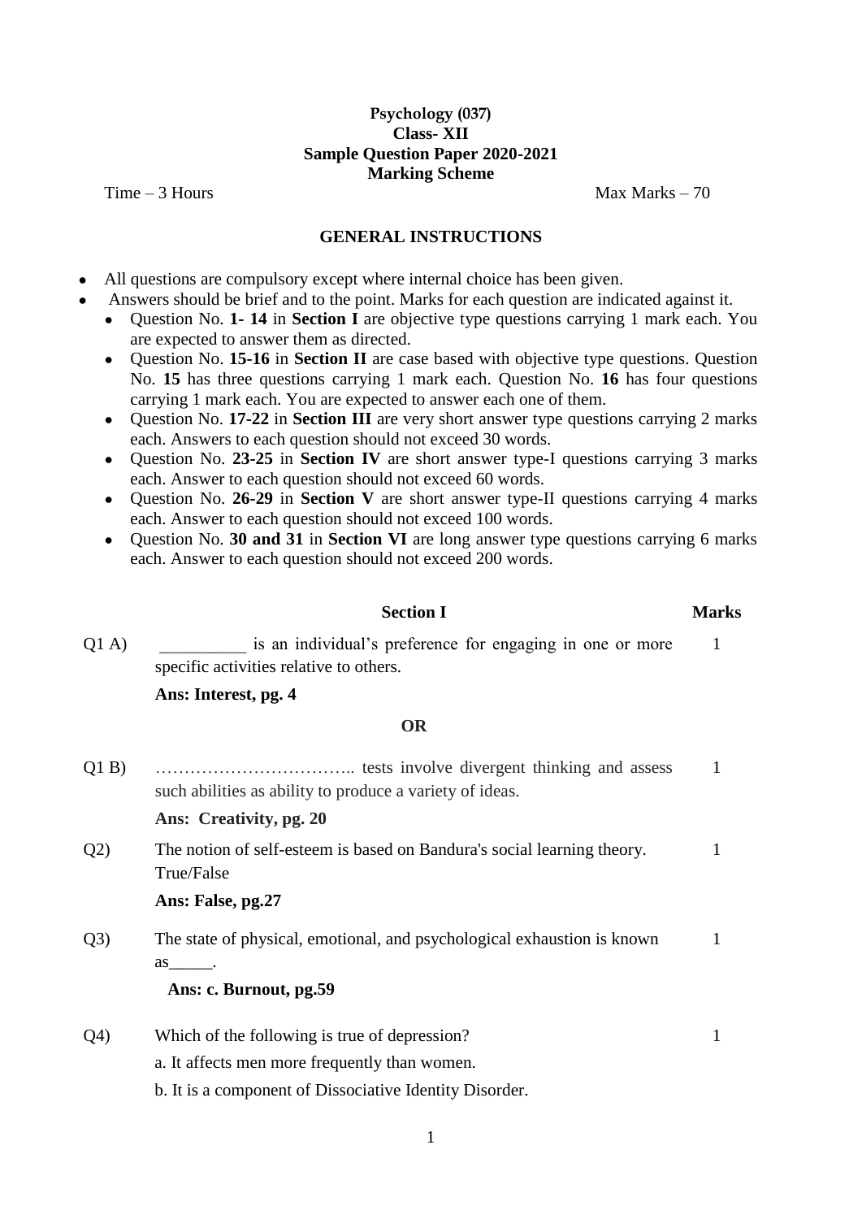**Psychology (037)**
**Class- XII**
**Sample Question Paper 2020-2021**
**Marking Scheme**

Time – 3 Hours Max Marks – 70

**GENERAL INSTRUCTIONS**

- All questions are compulsory except where internal choice has been given.
- Answers should be brief and to the point. Marks for each question are indicated against it.
  - Question No. **1- 14** in **Section I** are objective type questions carrying 1 mark each. You are expected to answer them as directed.
  - Question No. **15-16** in **Section II** are case based with objective type questions. Question No. **15** has three questions carrying 1 mark each. Question No. **16** has four questions carrying 1 mark each. You are expected to answer each one of them.
  - Question No. **17-22** in **Section III** are very short answer type questions carrying 2 marks each. Answers to each question should not exceed 30 words.
  - Question No. **23-25** in **Section IV** are short answer type-I questions carrying 3 marks each. Answer to each question should not exceed 60 words.
  - Question No. **26-29** in **Section V** are short answer type-II questions carrying 4 marks each. Answer to each question should not exceed 100 words.
  - Question No. **30 and 31** in **Section VI** are long answer type questions carrying 6 marks each. Answer to each question should not exceed 200 words.

**Section I** **Marks**

Q1 A) __________ is an individual's preference for engaging in one or more specific activities relative to others. 1

**Ans: Interest, pg. 4**

**OR**

Q1 B) …………………………….. tests involve divergent thinking and assess such abilities as ability to produce a variety of ideas. 1

**Ans: Creativity, pg. 20**

Q2) The notion of self-esteem is based on Bandura's social learning theory. True/False 1

**Ans: False, pg.27**

Q3) The state of physical, emotional, and psychological exhaustion is known as_____. 1

**Ans: c. Burnout, pg.59**

Q4) Which of the following is true of depression? 1

a. It affects men more frequently than women.

b. It is a component of Dissociative Identity Disorder.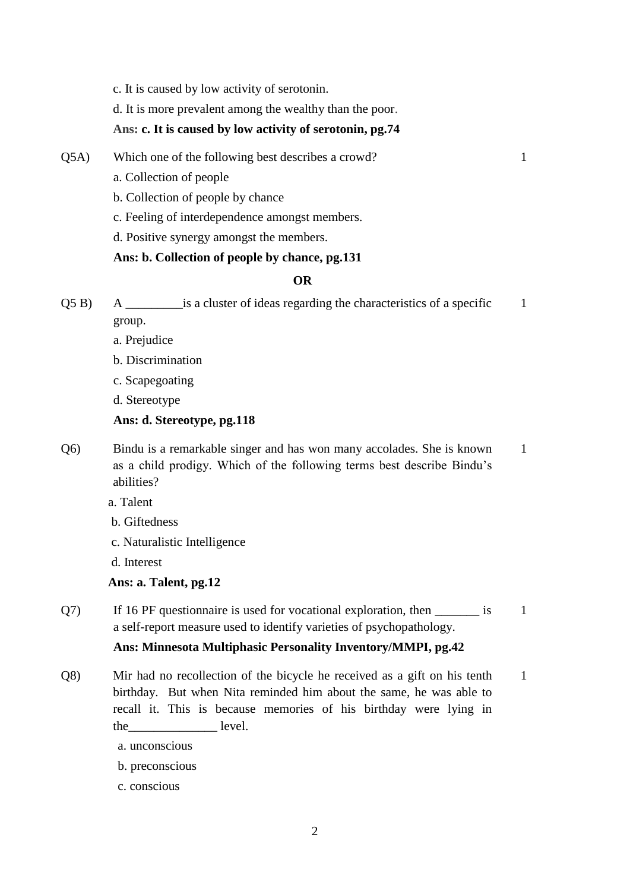c. It is caused by low activity of serotonin.

d. It is more prevalent among the wealthy than the poor.

**Ans: c. It is caused by low activity of serotonin, pg.74**

Q5A) Which one of the following best describes a crowd? 1

a. Collection of people

b. Collection of people by chance

c. Feeling of interdependence amongst members.

d. Positive synergy amongst the members.

**Ans: b. Collection of people by chance, pg.131**

**OR**

Q5 B) A _________is a cluster of ideas regarding the characteristics of a specific group. 1

a. Prejudice

b. Discrimination

c. Scapegoating

d. Stereotype

**Ans: d. Stereotype, pg.118**

Q6) Bindu is a remarkable singer and has won many accolades. She is known as a child prodigy. Which of the following terms best describe Bindu's abilities? 1

a. Talent

b. Giftedness

c. Naturalistic Intelligence

d. Interest

**Ans: a. Talent, pg.12**

Q7) If 16 PF questionnaire is used for vocational exploration, then _______ is a self-report measure used to identify varieties of psychopathology. 1

**Ans: Minnesota Multiphasic Personality Inventory/MMPI, pg.42**

Q8) Mir had no recollection of the bicycle he received as a gift on his tenth birthday. But when Nita reminded him about the same, he was able to recall it. This is because memories of his birthday were lying in the______________ level. 1

a. unconscious

b. preconscious

c. conscious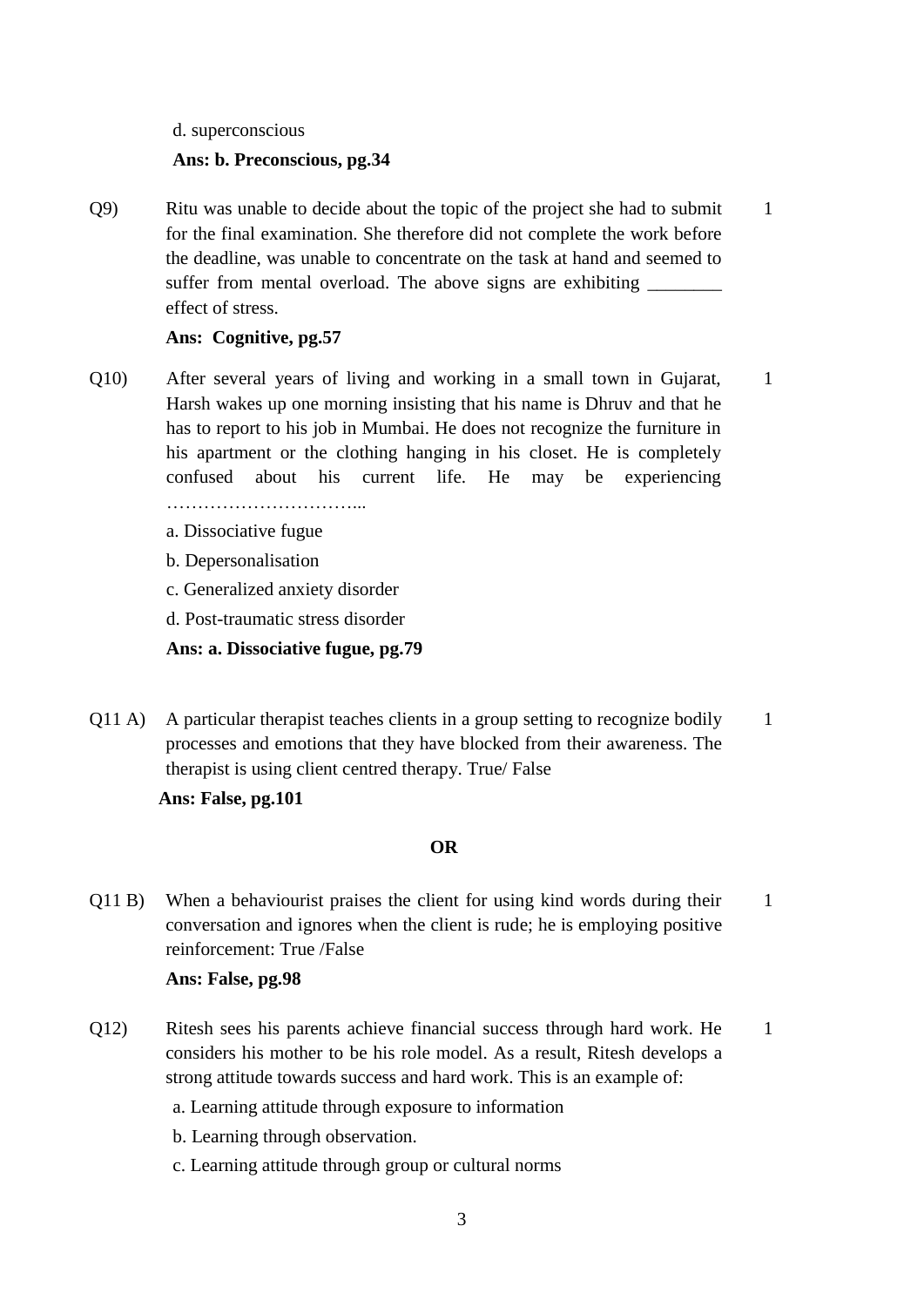d. superconscious

**Ans: b. Preconscious, pg.34**

Q9) Ritu was unable to decide about the topic of the project she had to submit for the final examination. She therefore did not complete the work before the deadline, was unable to concentrate on the task at hand and seemed to suffer from mental overload. The above signs are exhibiting ________ effect of stress. 1

**Ans: Cognitive, pg.57**

Q10) After several years of living and working in a small town in Gujarat, Harsh wakes up one morning insisting that his name is Dhruv and that he has to report to his job in Mumbai. He does not recognize the furniture in his apartment or the clothing hanging in his closet. He is completely confused about his current life. He may be experiencing …………………………... 1

a. Dissociative fugue

b. Depersonalisation

c. Generalized anxiety disorder

d. Post-traumatic stress disorder

**Ans: a. Dissociative fugue, pg.79**

Q11 A) A particular therapist teaches clients in a group setting to recognize bodily processes and emotions that they have blocked from their awareness. The therapist is using client centred therapy. True/ False 1

**Ans: False, pg.101**

**OR**

Q11 B) When a behaviourist praises the client for using kind words during their conversation and ignores when the client is rude; he is employing positive reinforcement: True /False 1

**Ans: False, pg.98**

Q12) Ritesh sees his parents achieve financial success through hard work. He considers his mother to be his role model. As a result, Ritesh develops a strong attitude towards success and hard work. This is an example of: 1

a. Learning attitude through exposure to information

b. Learning through observation.

c. Learning attitude through group or cultural norms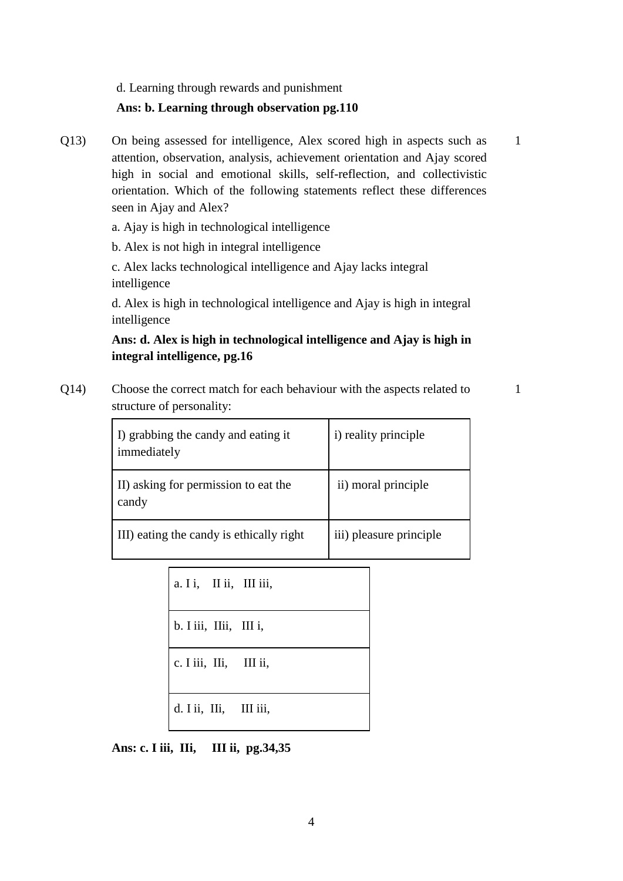d. Learning through rewards and punishment

**Ans: b. Learning through observation pg.110**

Q13) On being assessed for intelligence, Alex scored high in aspects such as attention, observation, analysis, achievement orientation and Ajay scored high in social and emotional skills, self-reflection, and collectivistic orientation. Which of the following statements reflect these differences seen in Ajay and Alex? 1

a. Ajay is high in technological intelligence

b. Alex is not high in integral intelligence

c. Alex lacks technological intelligence and Ajay lacks integral intelligence

d. Alex is high in technological intelligence and Ajay is high in integral intelligence

**Ans: d. Alex is high in technological intelligence and Ajay is high in integral intelligence, pg.16**

Q14) Choose the correct match for each behaviour with the aspects related to structure of personality: 1

| | |
|---|---|
| I) grabbing the candy and eating it immediately | i) reality principle |
| II) asking for permission to eat the candy | ii) moral principle |
| III) eating the candy is ethically right | iii) pleasure principle |

| |
|---|
| a. I i, II ii, III iii, |
| b. I iii, IIii, III i, |
| c. I iii, IIi, III ii, |
| d. I ii, IIi, III iii, |

**Ans: c. I iii, IIi, III ii, pg.34,35**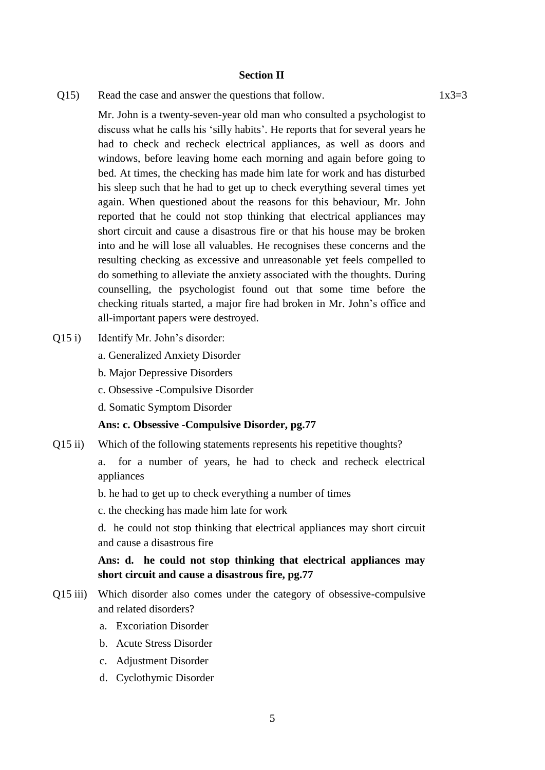## Section II

Q15) Read the case and answer the questions that follow. 1x3=3

Mr. John is a twenty-seven-year old man who consulted a psychologist to discuss what he calls his 'silly habits'. He reports that for several years he had to check and recheck electrical appliances, as well as doors and windows, before leaving home each morning and again before going to bed. At times, the checking has made him late for work and has disturbed his sleep such that he had to get up to check everything several times yet again. When questioned about the reasons for this behaviour, Mr. John reported that he could not stop thinking that electrical appliances may short circuit and cause a disastrous fire or that his house may be broken into and he will lose all valuables. He recognises these concerns and the resulting checking as excessive and unreasonable yet feels compelled to do something to alleviate the anxiety associated with the thoughts. During counselling, the psychologist found out that some time before the checking rituals started, a major fire had broken in Mr. John's office and all-important papers were destroyed.

Q15 i) Identify Mr. John's disorder:

a. Generalized Anxiety Disorder

b. Major Depressive Disorders

c. Obsessive -Compulsive Disorder

d. Somatic Symptom Disorder

**Ans: c. Obsessive -Compulsive Disorder, pg.77**

Q15 ii) Which of the following statements represents his repetitive thoughts?

a. for a number of years, he had to check and recheck electrical appliances

b. he had to get up to check everything a number of times

c. the checking has made him late for work

d. he could not stop thinking that electrical appliances may short circuit and cause a disastrous fire

**Ans: d. he could not stop thinking that electrical appliances may short circuit and cause a disastrous fire, pg.77**

Q15 iii) Which disorder also comes under the category of obsessive-compulsive and related disorders?

a. Excoriation Disorder

b. Acute Stress Disorder

c. Adjustment Disorder

d. Cyclothymic Disorder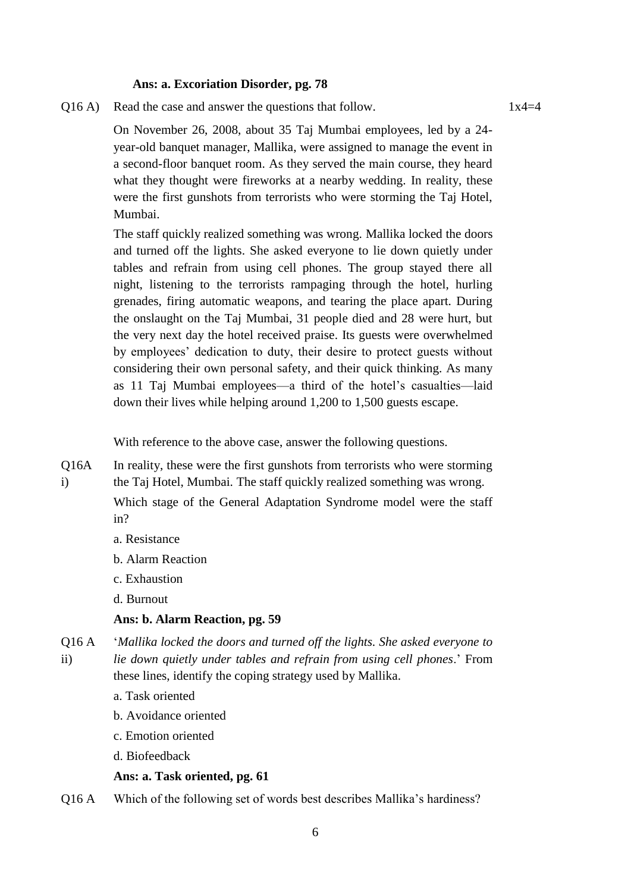**Ans: a. Excoriation Disorder, pg. 78**

Q16 A) Read the case and answer the questions that follow. 1x4=4

On November 26, 2008, about 35 Taj Mumbai employees, led by a 24-year-old banquet manager, Mallika, were assigned to manage the event in a second-floor banquet room. As they served the main course, they heard what they thought were fireworks at a nearby wedding. In reality, these were the first gunshots from terrorists who were storming the Taj Hotel, Mumbai.

The staff quickly realized something was wrong. Mallika locked the doors and turned off the lights. She asked everyone to lie down quietly under tables and refrain from using cell phones. The group stayed there all night, listening to the terrorists rampaging through the hotel, hurling grenades, firing automatic weapons, and tearing the place apart. During the onslaught on the Taj Mumbai, 31 people died and 28 were hurt, but the very next day the hotel received praise. Its guests were overwhelmed by employees' dedication to duty, their desire to protect guests without considering their own personal safety, and their quick thinking. As many as 11 Taj Mumbai employees—a third of the hotel's casualties—laid down their lives while helping around 1,200 to 1,500 guests escape.

With reference to the above case, answer the following questions.

Q16A i) In reality, these were the first gunshots from terrorists who were storming the Taj Hotel, Mumbai. The staff quickly realized something was wrong.

Which stage of the General Adaptation Syndrome model were the staff in?

a. Resistance

b. Alarm Reaction

c. Exhaustion

d. Burnout

**Ans: b. Alarm Reaction, pg. 59**

Q16 A ii) '*Mallika locked the doors and turned off the lights. She asked everyone to lie down quietly under tables and refrain from using cell phones*.' From these lines, identify the coping strategy used by Mallika.

a. Task oriented

b. Avoidance oriented

c. Emotion oriented

d. Biofeedback

**Ans: a. Task oriented, pg. 61**

Q16 A Which of the following set of words best describes Mallika's hardiness?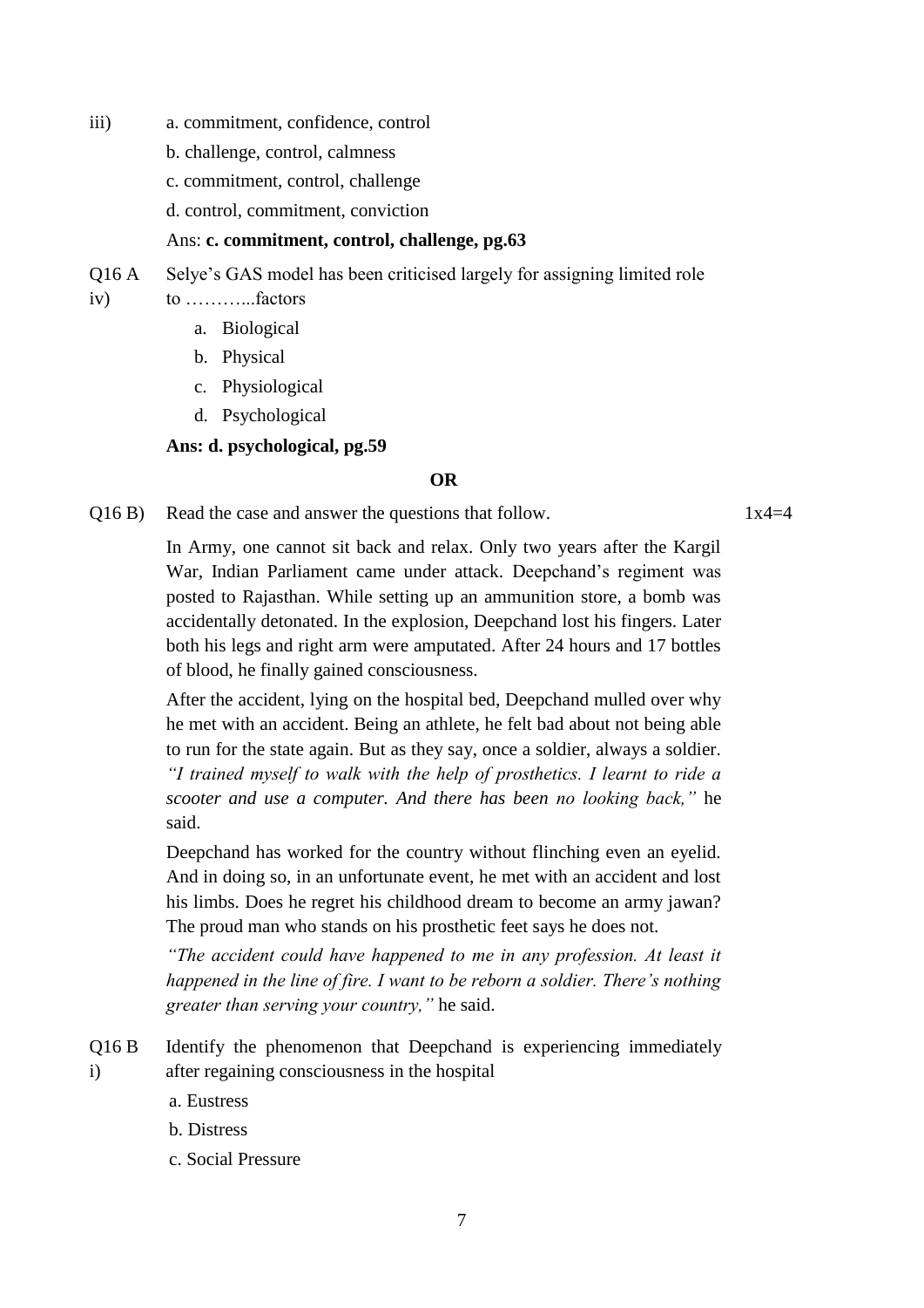iii) a. commitment, confidence, control

b. challenge, control, calmness

c. commitment, control, challenge

d. control, commitment, conviction

Ans: **c. commitment, control, challenge, pg.63**

Q16 A iv) Selye's GAS model has been criticised largely for assigning limited role to ………...factors

a. Biological
b. Physical
c. Physiological
d. Psychological

**Ans: d. psychological, pg.59**

**OR**

Q16 B) Read the case and answer the questions that follow. 1x4=4

In Army, one cannot sit back and relax. Only two years after the Kargil War, Indian Parliament came under attack. Deepchand's regiment was posted to Rajasthan. While setting up an ammunition store, a bomb was accidentally detonated. In the explosion, Deepchand lost his fingers. Later both his legs and right arm were amputated. After 24 hours and 17 bottles of blood, he finally gained consciousness.

After the accident, lying on the hospital bed, Deepchand mulled over why he met with an accident. Being an athlete, he felt bad about not being able to run for the state again. But as they say, once a soldier, always a soldier. *"I trained myself to walk with the help of prosthetics. I learnt to ride a scooter and use a computer. And there has been no looking back,"* he said.

Deepchand has worked for the country without flinching even an eyelid. And in doing so, in an unfortunate event, he met with an accident and lost his limbs. Does he regret his childhood dream to become an army jawan? The proud man who stands on his prosthetic feet says he does not.

*"The accident could have happened to me in any profession. At least it happened in the line of fire. I want to be reborn a soldier. There's nothing greater than serving your country,"* he said.

Q16 B i) Identify the phenomenon that Deepchand is experiencing immediately after regaining consciousness in the hospital

a. Eustress

b. Distress

c. Social Pressure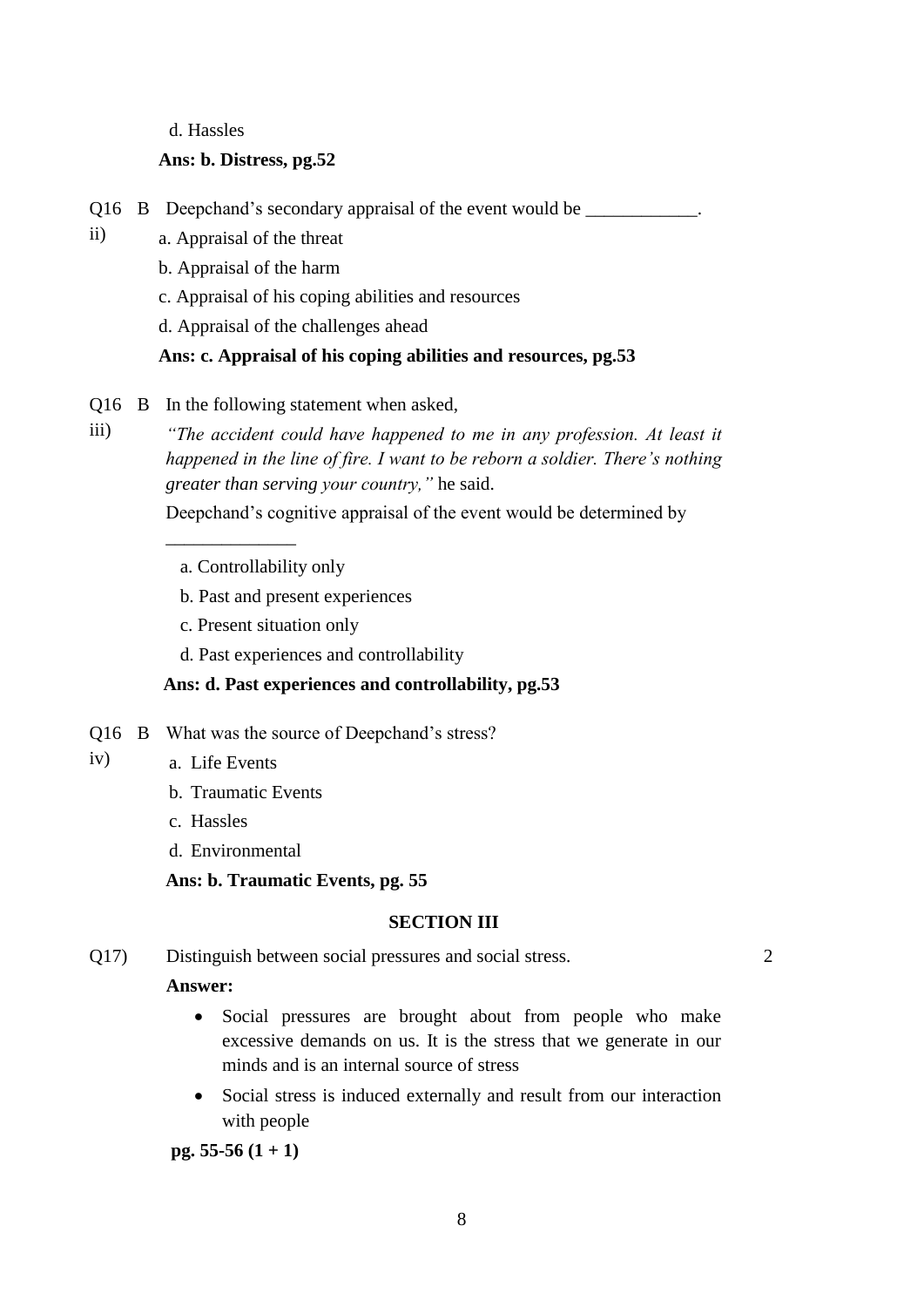d. Hassles

**Ans: b. Distress, pg.52**

Q16 B ii) Deepchand's secondary appraisal of the event would be ____________.

a. Appraisal of the threat

b. Appraisal of the harm

c. Appraisal of his coping abilities and resources

d. Appraisal of the challenges ahead

**Ans: c. Appraisal of his coping abilities and resources, pg.53**

Q16 B iii) In the following statement when asked,

*"The accident could have happened to me in any profession. At least it happened in the line of fire. I want to be reborn a soldier. There's nothing greater than serving your country,"* he said.

Deepchand's cognitive appraisal of the event would be determined by ______________

a. Controllability only

b. Past and present experiences

c. Present situation only

d. Past experiences and controllability

**Ans: d. Past experiences and controllability, pg.53**

Q16 B iv) What was the source of Deepchand's stress?

a. Life Events

b. Traumatic Events

c. Hassles

d. Environmental

**Ans: b. Traumatic Events, pg. 55**

## SECTION III

Q17) Distinguish between social pressures and social stress. 2

**Answer:**

- Social pressures are brought about from people who make excessive demands on us. It is the stress that we generate in our minds and is an internal source of stress
- Social stress is induced externally and result from our interaction with people

**pg. 55-56 (1 + 1)**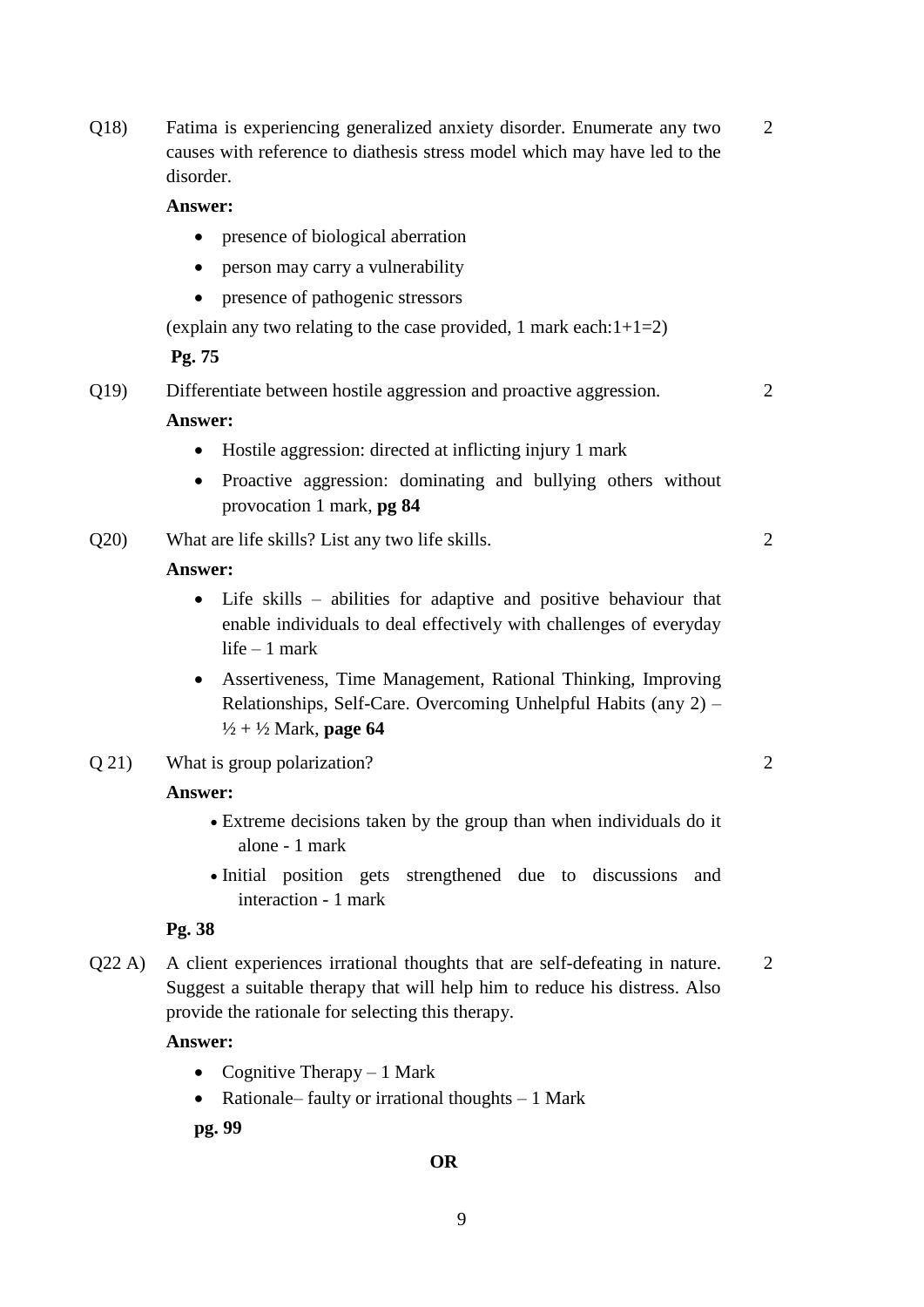Q18) Fatima is experiencing generalized anxiety disorder. Enumerate any two causes with reference to diathesis stress model which may have led to the disorder. 2

**Answer:**

- presence of biological aberration
- person may carry a vulnerability
- presence of pathogenic stressors

(explain any two relating to the case provided, 1 mark each:1+1=2)

**Pg. 75**

Q19) Differentiate between hostile aggression and proactive aggression. 2

**Answer:**

- Hostile aggression: directed at inflicting injury 1 mark
- Proactive aggression: dominating and bullying others without provocation 1 mark, **pg 84**

Q20) What are life skills? List any two life skills. 2

**Answer:**

- Life skills – abilities for adaptive and positive behaviour that enable individuals to deal effectively with challenges of everyday life – 1 mark
- Assertiveness, Time Management, Rational Thinking, Improving Relationships, Self-Care. Overcoming Unhelpful Habits (any 2) – ½ + ½ Mark, **page 64**

Q 21) What is group polarization? 2

**Answer:**

- Extreme decisions taken by the group than when individuals do it alone - 1 mark
- Initial position gets strengthened due to discussions and interaction - 1 mark

**Pg. 38**

Q22 A) A client experiences irrational thoughts that are self-defeating in nature. Suggest a suitable therapy that will help him to reduce his distress. Also provide the rationale for selecting this therapy. 2

**Answer:**

- Cognitive Therapy – 1 Mark
- Rationale– faulty or irrational thoughts – 1 Mark

**pg. 99**

**OR**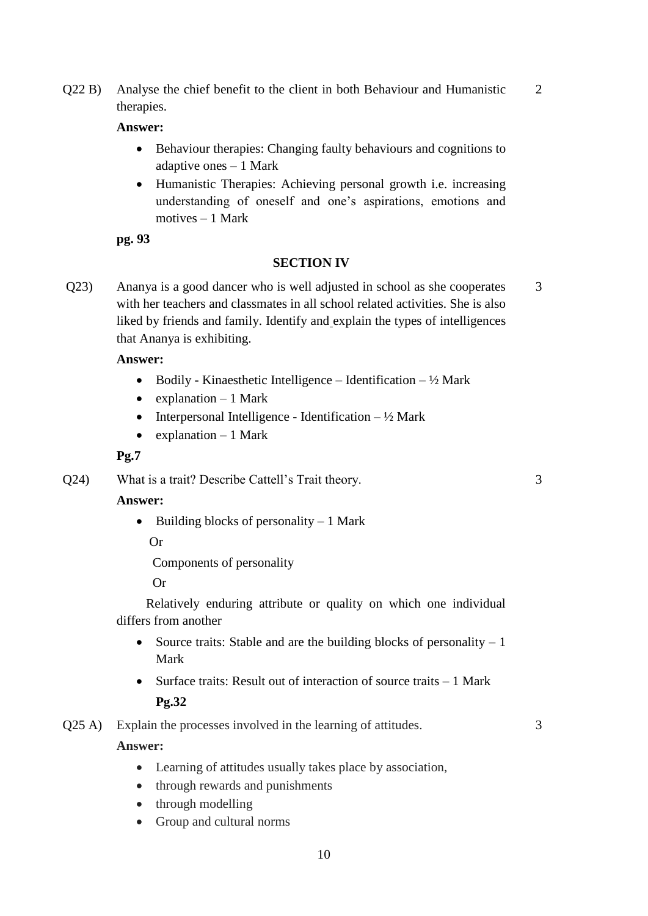Q22 B) Analyse the chief benefit to the client in both Behaviour and Humanistic therapies. 2

**Answer:**

- Behaviour therapies: Changing faulty behaviours and cognitions to adaptive ones – 1 Mark
- Humanistic Therapies: Achieving personal growth i.e. increasing understanding of oneself and one's aspirations, emotions and motives – 1 Mark

**pg. 93**

## SECTION IV

Q23) Ananya is a good dancer who is well adjusted in school as she cooperates with her teachers and classmates in all school related activities. She is also liked by friends and family. Identify and explain the types of intelligences that Ananya is exhibiting. 3

**Answer:**

- Bodily - Kinaesthetic Intelligence – Identification – ½ Mark
- explanation – 1 Mark
- Interpersonal Intelligence - Identification – ½ Mark
- explanation – 1 Mark

**Pg.7**

Q24) What is a trait? Describe Cattell's Trait theory. 3

**Answer:**

- Building blocks of personality – 1 Mark

  Or

  Components of personality

  Or

  Relatively enduring attribute or quality on which one individual differs from another

- Source traits: Stable and are the building blocks of personality – 1 Mark
- Surface traits: Result out of interaction of source traits – 1 Mark

  **Pg.32**

Q25 A) Explain the processes involved in the learning of attitudes. 3

**Answer:**

- Learning of attitudes usually takes place by association,
- through rewards and punishments
- through modelling
- Group and cultural norms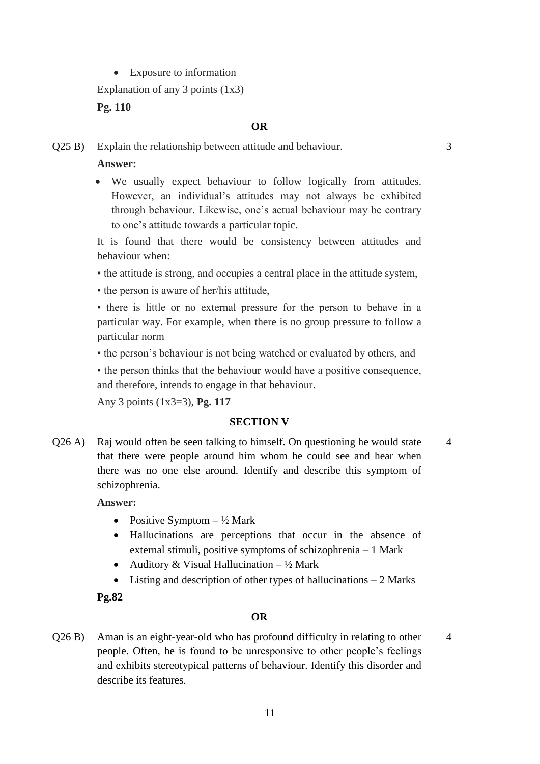- Exposure to information

Explanation of any 3 points (1x3)

**Pg. 110**

**OR**

Q25 B) Explain the relationship between attitude and behaviour. 3

**Answer:**

- We usually expect behaviour to follow logically from attitudes. However, an individual's attitudes may not always be exhibited through behaviour. Likewise, one's actual behaviour may be contrary to one's attitude towards a particular topic.

It is found that there would be consistency between attitudes and behaviour when:

• the attitude is strong, and occupies a central place in the attitude system,

• the person is aware of her/his attitude,

• there is little or no external pressure for the person to behave in a particular way. For example, when there is no group pressure to follow a particular norm

• the person's behaviour is not being watched or evaluated by others, and

• the person thinks that the behaviour would have a positive consequence, and therefore, intends to engage in that behaviour.

Any 3 points (1x3=3), **Pg. 117**

**SECTION V**

Q26 A) Raj would often be seen talking to himself. On questioning he would state that there were people around him whom he could see and hear when there was no one else around. Identify and describe this symptom of schizophrenia. 4

**Answer:**

- Positive Symptom – ½ Mark
- Hallucinations are perceptions that occur in the absence of external stimuli, positive symptoms of schizophrenia – 1 Mark
- Auditory & Visual Hallucination – ½ Mark
- Listing and description of other types of hallucinations – 2 Marks

**Pg.82**

**OR**

Q26 B) Aman is an eight-year-old who has profound difficulty in relating to other people. Often, he is found to be unresponsive to other people's feelings and exhibits stereotypical patterns of behaviour. Identify this disorder and describe its features. 4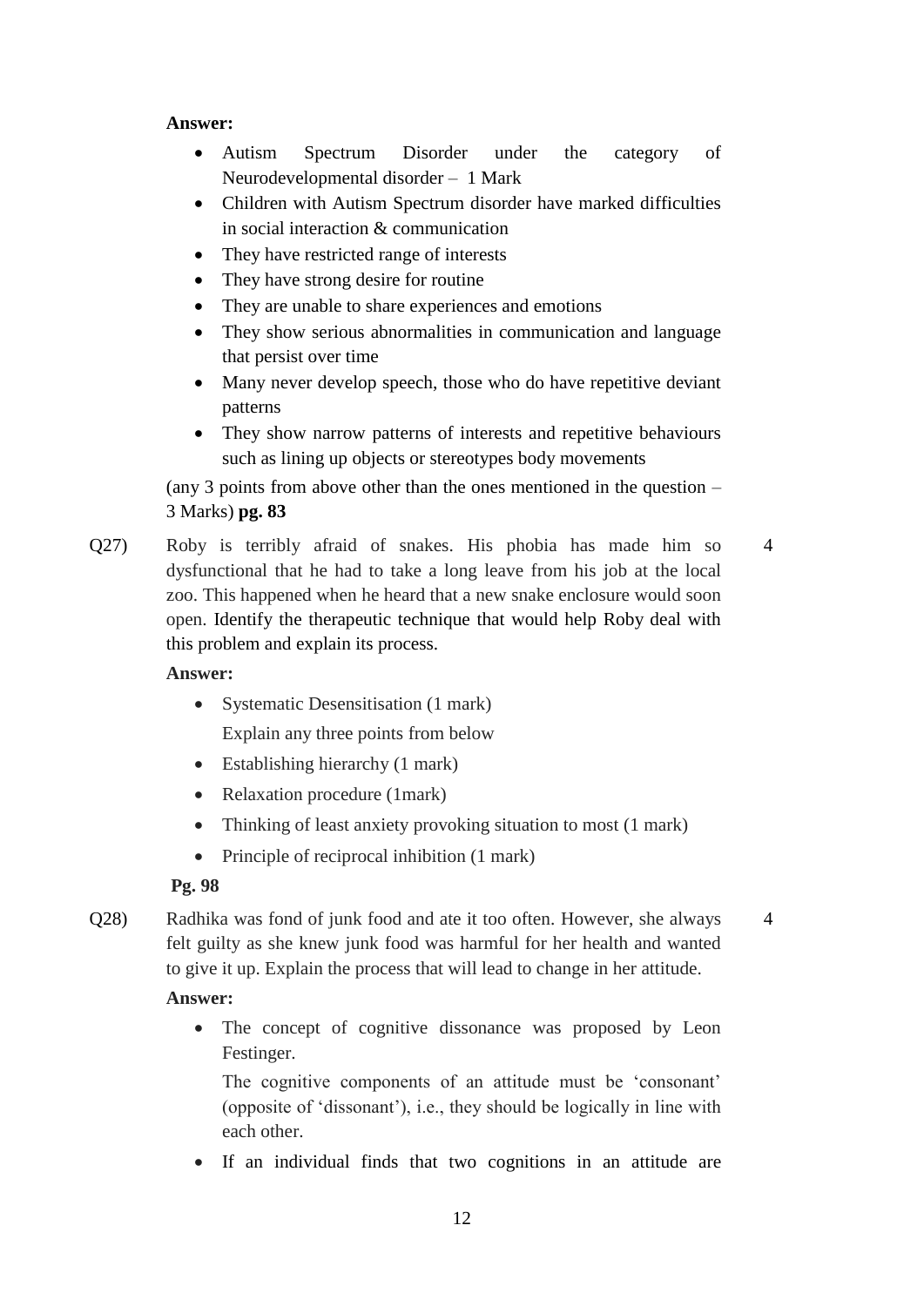**Answer:**

- Autism Spectrum Disorder under the category of Neurodevelopmental disorder – 1 Mark
- Children with Autism Spectrum disorder have marked difficulties in social interaction & communication
- They have restricted range of interests
- They have strong desire for routine
- They are unable to share experiences and emotions
- They show serious abnormalities in communication and language that persist over time
- Many never develop speech, those who do have repetitive deviant patterns
- They show narrow patterns of interests and repetitive behaviours such as lining up objects or stereotypes body movements

(any 3 points from above other than the ones mentioned in the question – 3 Marks) **pg. 83**

Q27) Roby is terribly afraid of snakes. His phobia has made him so dysfunctional that he had to take a long leave from his job at the local zoo. This happened when he heard that a new snake enclosure would soon open. Identify the therapeutic technique that would help Roby deal with this problem and explain its process. 4

**Answer:**

- Systematic Desensitisation (1 mark)

  Explain any three points from below

- Establishing hierarchy (1 mark)
- Relaxation procedure (1mark)
- Thinking of least anxiety provoking situation to most (1 mark)
- Principle of reciprocal inhibition (1 mark)

**Pg. 98**

Q28) Radhika was fond of junk food and ate it too often. However, she always felt guilty as she knew junk food was harmful for her health and wanted to give it up. Explain the process that will lead to change in her attitude. 4

**Answer:**

- The concept of cognitive dissonance was proposed by Leon Festinger.

  The cognitive components of an attitude must be 'consonant' (opposite of 'dissonant'), i.e., they should be logically in line with each other.

- If an individual finds that two cognitions in an attitude are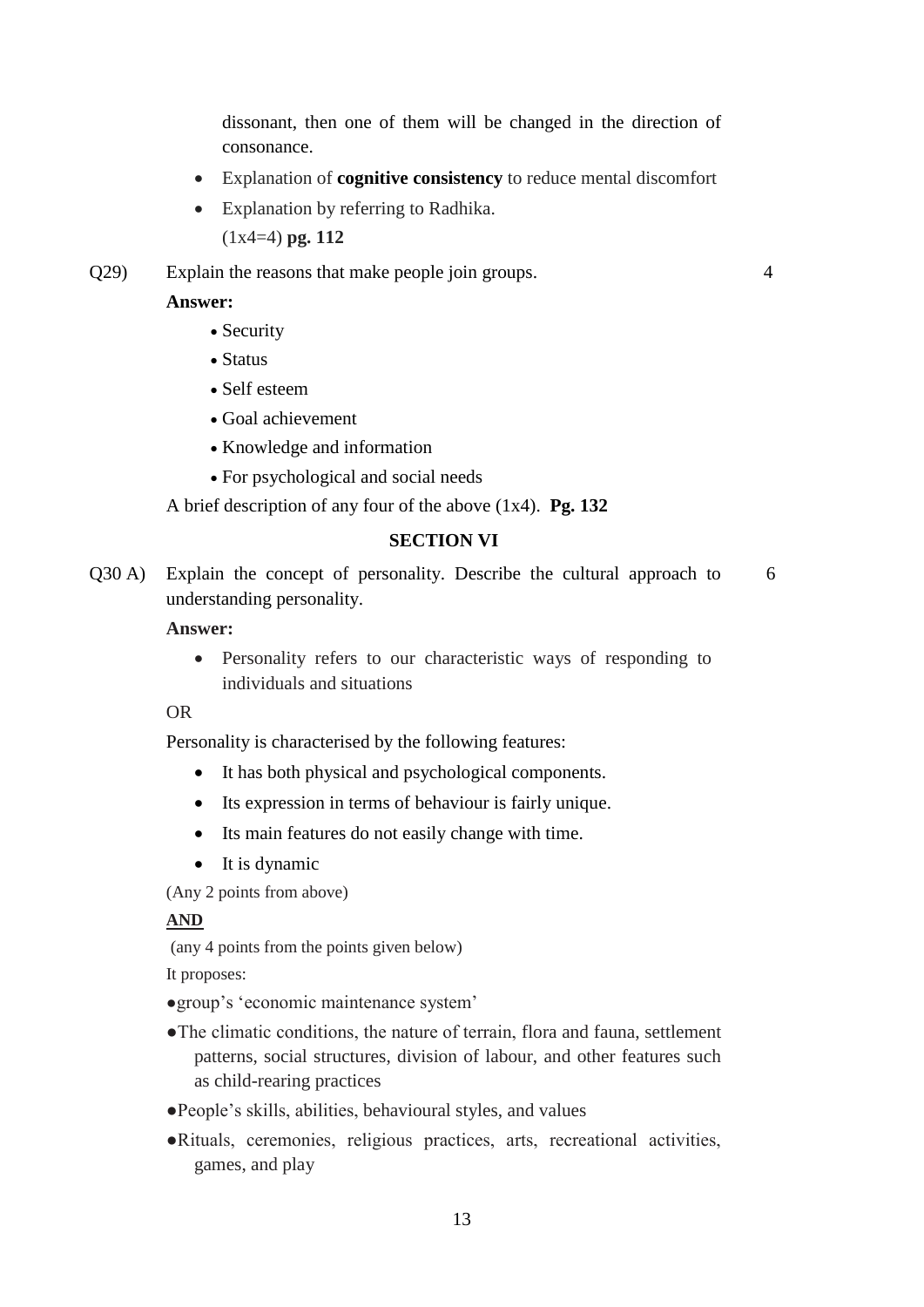dissonant, then one of them will be changed in the direction of consonance.

- Explanation of **cognitive consistency** to reduce mental discomfort
- Explanation by referring to Radhika.

  (1x4=4) **pg. 112**

Q29) Explain the reasons that make people join groups. 4

**Answer:**

- Security
- Status
- Self esteem
- Goal achievement
- Knowledge and information
- For psychological and social needs

A brief description of any four of the above (1x4). **Pg. 132**

## SECTION VI

Q30 A) Explain the concept of personality. Describe the cultural approach to understanding personality. 6

**Answer:**

- Personality refers to our characteristic ways of responding to individuals and situations

OR

Personality is characterised by the following features:

- It has both physical and psychological components.
- Its expression in terms of behaviour is fairly unique.
- Its main features do not easily change with time.
- It is dynamic

(Any 2 points from above)

**AND**

(any 4 points from the points given below)

It proposes:

- group's 'economic maintenance system'
- The climatic conditions, the nature of terrain, flora and fauna, settlement patterns, social structures, division of labour, and other features such as child-rearing practices
- People's skills, abilities, behavioural styles, and values
- Rituals, ceremonies, religious practices, arts, recreational activities, games, and play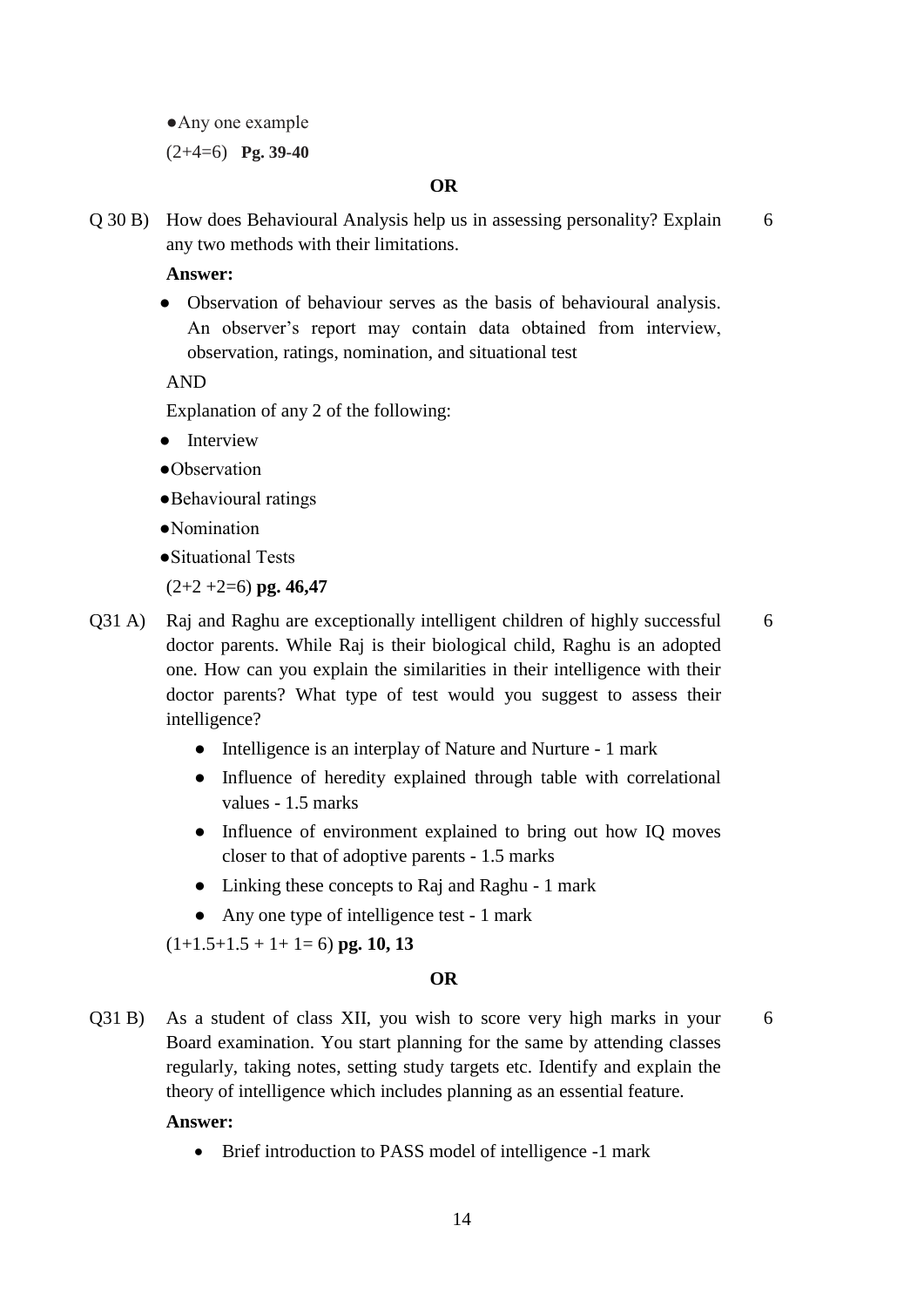- Any one example

(2+4=6) **Pg. 39-40**

**OR**

Q 30 B) How does Behavioural Analysis help us in assessing personality? Explain any two methods with their limitations. 6

**Answer:**

- Observation of behaviour serves as the basis of behavioural analysis. An observer's report may contain data obtained from interview, observation, ratings, nomination, and situational test

AND

Explanation of any 2 of the following:

- Interview
- Observation
- Behavioural ratings
- Nomination
- Situational Tests

(2+2 +2=6) **pg. 46,47**

Q31 A) Raj and Raghu are exceptionally intelligent children of highly successful doctor parents. While Raj is their biological child, Raghu is an adopted one. How can you explain the similarities in their intelligence with their doctor parents? What type of test would you suggest to assess their intelligence? 6

- Intelligence is an interplay of Nature and Nurture - 1 mark
- Influence of heredity explained through table with correlational values - 1.5 marks
- Influence of environment explained to bring out how IQ moves closer to that of adoptive parents - 1.5 marks
- Linking these concepts to Raj and Raghu - 1 mark
- Any one type of intelligence test - 1 mark

(1+1.5+1.5 + 1+ 1= 6) **pg. 10, 13**

**OR**

Q31 B) As a student of class XII, you wish to score very high marks in your Board examination. You start planning for the same by attending classes regularly, taking notes, setting study targets etc. Identify and explain the theory of intelligence which includes planning as an essential feature. 6

**Answer:**

- Brief introduction to PASS model of intelligence -1 mark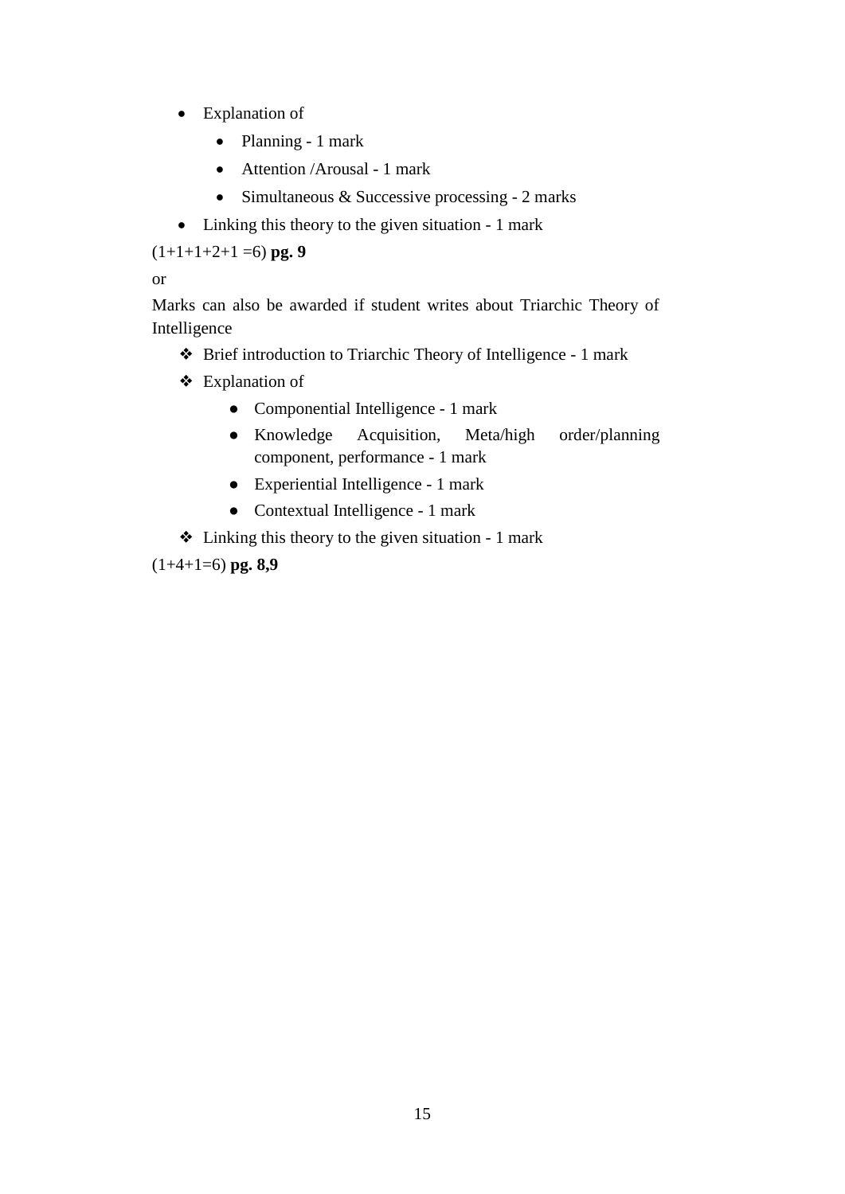- Explanation of
    - Planning - 1 mark
    - Attention /Arousal - 1 mark
    - Simultaneous & Successive processing - 2 marks
- Linking this theory to the given situation - 1 mark

(1+1+1+2+1 =6) **pg. 9**

or

Marks can also be awarded if student writes about Triarchic Theory of Intelligence

- ❖ Brief introduction to Triarchic Theory of Intelligence - 1 mark
- ❖ Explanation of
    - Componential Intelligence - 1 mark
    - Knowledge Acquisition, Meta/high order/planning component, performance - 1 mark
    - Experiential Intelligence - 1 mark
    - Contextual Intelligence - 1 mark
- ❖ Linking this theory to the given situation - 1 mark

(1+4+1=6) **pg. 8,9**